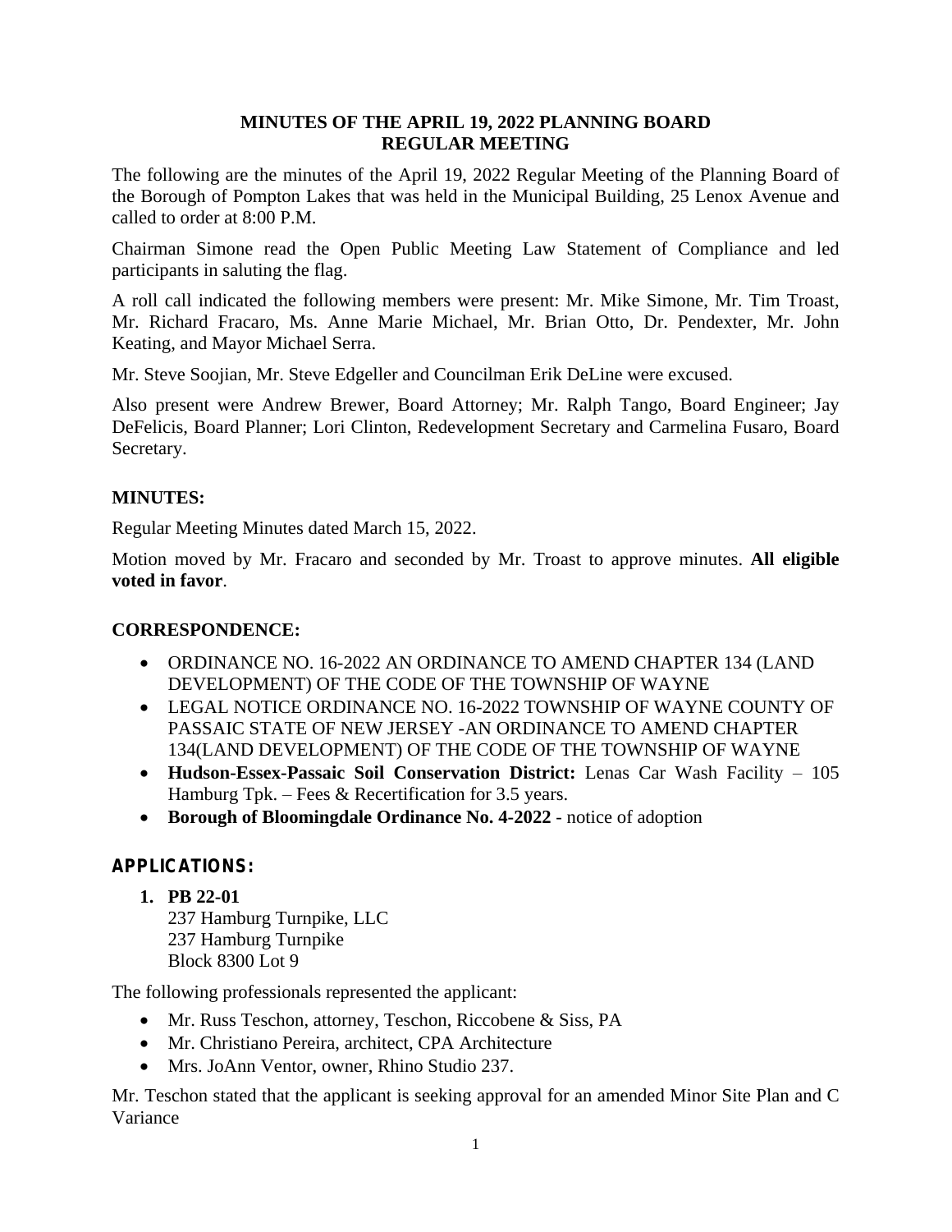# MINUTES OF THE APRIL 19, 2022 PLANNING BOARD REGULAR MEETING

The following are the minutes of the April 19, 2022 Regular Meeting of the Planning Board of the Borough of Pompton Lakes that was held in the Municipal Building, 25 Lenox Avenue and called to order at 8:00 P.M.

Chairman Simone read the Open Public Meeting Law Statement of Compliance and led participants in saluting the flag.

A roll call indicated the following members were present: Mr. Mike Simone, Mr. Tim Troast, Mr. Richard Fracaro, Ms. Anne Marie Michael, Mr. Brian Otto, Dr. Pendexter, Mr. John Keating, and Mayor Michael Serra.

Mr. Steve Soojian, Mr. Steve Edgeller and Councilman Erik DeLine were excused.

Also present were Andrew Brewer, Board Attorney; Mr. Ralph Tango, Board Engineer; Jay DeFelicis, Board Planner; Lori Clinton, Redevelopment Secretary and Carmelina Fusaro, Board Secretary.

## MINUTES:

Regular Meeting Minutes dated March 15, 2022.

Motion moved by Mr. Fracaro and seconded by Mr. Troast to approve minutes. **All eligible voted in favor**.

## CORRESPONDENCE:

- ORDINANCE NO. 16-2022 AN ORDINANCE TO AMEND CHAPTER 134 (LAND DEVELOPMENT) OF THE CODE OF THE TOWNSHIP OF WAYNE
- LEGAL NOTICE ORDINANCE NO. 16-2022 TOWNSHIP OF WAYNE COUNTY OF PASSAIC STATE OF NEW JERSEY -AN ORDINANCE TO AMEND CHAPTER 134(LAND DEVELOPMENT) OF THE CODE OF THE TOWNSHIP OF WAYNE
- **Hudson-Essex-Passaic Soil Conservation District:** Lenas Car Wash Facility – 105 Hamburg Tpk. – Fees & Recertification for 3.5 years.
- **Borough of Bloomingdale Ordinance No. 4-2022** - notice of adoption

## APPLICATIONS:

1. **PB 22-01**
   237 Hamburg Turnpike, LLC
   237 Hamburg Turnpike
   Block 8300 Lot 9

The following professionals represented the applicant:

- Mr. Russ Teschon, attorney, Teschon, Riccobene & Siss, PA
- Mr. Christiano Pereira, architect, CPA Architecture
- Mrs. JoAnn Ventor, owner, Rhino Studio 237.

Mr. Teschon stated that the applicant is seeking approval for an amended Minor Site Plan and C Variance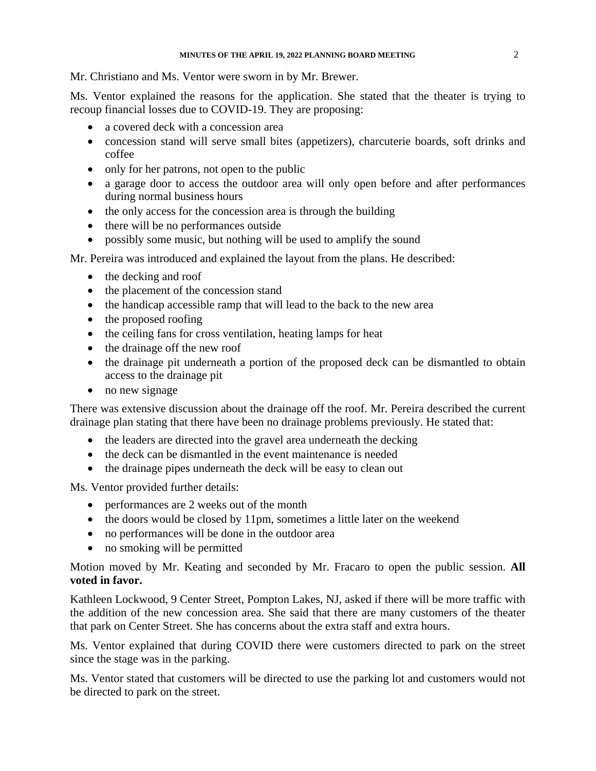Mr. Christiano and Ms. Ventor were sworn in by Mr. Brewer.

Ms. Ventor explained the reasons for the application. She stated that the theater is trying to recoup financial losses due to COVID-19. They are proposing:

- a covered deck with a concession area
- concession stand will serve small bites (appetizers), charcuterie boards, soft drinks and coffee
- only for her patrons, not open to the public
- a garage door to access the outdoor area will only open before and after performances during normal business hours
- the only access for the concession area is through the building
- there will be no performances outside
- possibly some music, but nothing will be used to amplify the sound

Mr. Pereira was introduced and explained the layout from the plans. He described:

- the decking and roof
- the placement of the concession stand
- the handicap accessible ramp that will lead to the back to the new area
- the proposed roofing
- the ceiling fans for cross ventilation, heating lamps for heat
- the drainage off the new roof
- the drainage pit underneath a portion of the proposed deck can be dismantled to obtain access to the drainage pit
- no new signage

There was extensive discussion about the drainage off the roof. Mr. Pereira described the current drainage plan stating that there have been no drainage problems previously. He stated that:

- the leaders are directed into the gravel area underneath the decking
- the deck can be dismantled in the event maintenance is needed
- the drainage pipes underneath the deck will be easy to clean out

Ms. Ventor provided further details:

- performances are 2 weeks out of the month
- the doors would be closed by 11pm, sometimes a little later on the weekend
- no performances will be done in the outdoor area
- no smoking will be permitted

Motion moved by Mr. Keating and seconded by Mr. Fracaro to open the public session. **All voted in favor.**

Kathleen Lockwood, 9 Center Street, Pompton Lakes, NJ, asked if there will be more traffic with the addition of the new concession area. She said that there are many customers of the theater that park on Center Street. She has concerns about the extra staff and extra hours.

Ms. Ventor explained that during COVID there were customers directed to park on the street since the stage was in the parking.

Ms. Ventor stated that customers will be directed to use the parking lot and customers would not be directed to park on the street.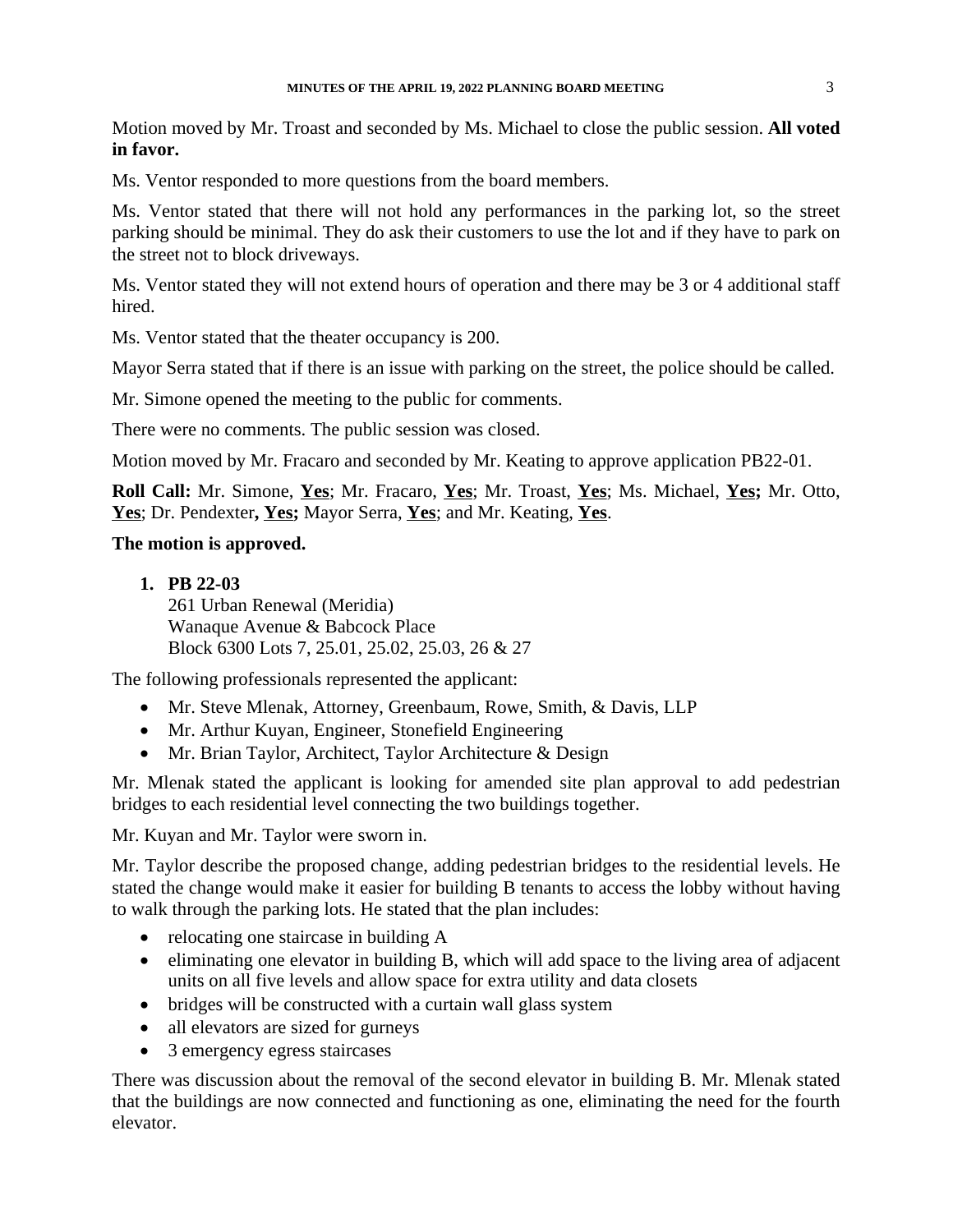Motion moved by Mr. Troast and seconded by Ms. Michael to close the public session. **All voted in favor.**

Ms. Ventor responded to more questions from the board members.

Ms. Ventor stated that there will not hold any performances in the parking lot, so the street parking should be minimal. They do ask their customers to use the lot and if they have to park on the street not to block driveways.

Ms. Ventor stated they will not extend hours of operation and there may be 3 or 4 additional staff hired.

Ms. Ventor stated that the theater occupancy is 200.

Mayor Serra stated that if there is an issue with parking on the street, the police should be called.

Mr. Simone opened the meeting to the public for comments.

There were no comments. The public session was closed.

Motion moved by Mr. Fracaro and seconded by Mr. Keating to approve application PB22-01.

**Roll Call:** Mr. Simone, **Yes**; Mr. Fracaro, **Yes**; Mr. Troast, **Yes**; Ms. Michael, **Yes;** Mr. Otto, **Yes**; Dr. Pendexter**, Yes;** Mayor Serra, **Yes**; and Mr. Keating, **Yes**.

**The motion is approved.**

1. **PB 22-03**
   261 Urban Renewal (Meridia)
   Wanaque Avenue & Babcock Place
   Block 6300 Lots 7, 25.01, 25.02, 25.03, 26 & 27

The following professionals represented the applicant:

- Mr. Steve Mlenak, Attorney, Greenbaum, Rowe, Smith, & Davis, LLP
- Mr. Arthur Kuyan, Engineer, Stonefield Engineering
- Mr. Brian Taylor, Architect, Taylor Architecture & Design

Mr. Mlenak stated the applicant is looking for amended site plan approval to add pedestrian bridges to each residential level connecting the two buildings together.

Mr. Kuyan and Mr. Taylor were sworn in.

Mr. Taylor describe the proposed change, adding pedestrian bridges to the residential levels. He stated the change would make it easier for building B tenants to access the lobby without having to walk through the parking lots. He stated that the plan includes:

- relocating one staircase in building A
- eliminating one elevator in building B, which will add space to the living area of adjacent units on all five levels and allow space for extra utility and data closets
- bridges will be constructed with a curtain wall glass system
- all elevators are sized for gurneys
- 3 emergency egress staircases

There was discussion about the removal of the second elevator in building B. Mr. Mlenak stated that the buildings are now connected and functioning as one, eliminating the need for the fourth elevator.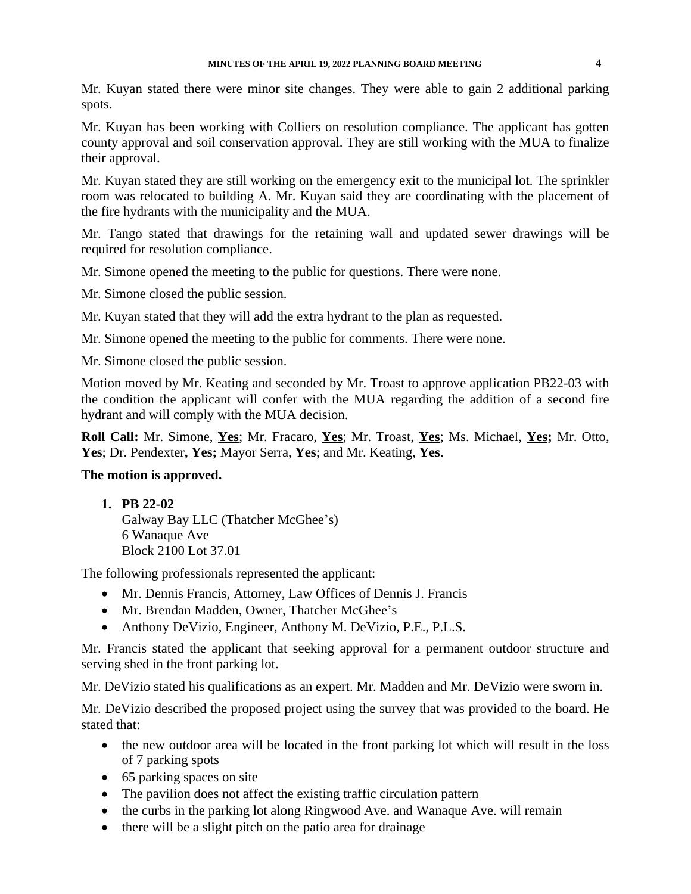Mr. Kuyan stated there were minor site changes. They were able to gain 2 additional parking spots.

Mr. Kuyan has been working with Colliers on resolution compliance. The applicant has gotten county approval and soil conservation approval. They are still working with the MUA to finalize their approval.

Mr. Kuyan stated they are still working on the emergency exit to the municipal lot. The sprinkler room was relocated to building A. Mr. Kuyan said they are coordinating with the placement of the fire hydrants with the municipality and the MUA.

Mr. Tango stated that drawings for the retaining wall and updated sewer drawings will be required for resolution compliance.

Mr. Simone opened the meeting to the public for questions. There were none.

Mr. Simone closed the public session.

Mr. Kuyan stated that they will add the extra hydrant to the plan as requested.

Mr. Simone opened the meeting to the public for comments. There were none.

Mr. Simone closed the public session.

Motion moved by Mr. Keating and seconded by Mr. Troast to approve application PB22-03 with the condition the applicant will confer with the MUA regarding the addition of a second fire hydrant and will comply with the MUA decision.

**Roll Call:** Mr. Simone, **Yes**; Mr. Fracaro, **Yes**; Mr. Troast, **Yes**; Ms. Michael, **Yes;** Mr. Otto, **Yes**; Dr. Pendexter**, Yes;** Mayor Serra, **Yes**; and Mr. Keating, **Yes**.

**The motion is approved.**

1. **PB 22-02**
   Galway Bay LLC (Thatcher McGhee's)
   6 Wanaque Ave
   Block 2100 Lot 37.01

The following professionals represented the applicant:

- Mr. Dennis Francis, Attorney, Law Offices of Dennis J. Francis
- Mr. Brendan Madden, Owner, Thatcher McGhee's
- Anthony DeVizio, Engineer, Anthony M. DeVizio, P.E., P.L.S.

Mr. Francis stated the applicant that seeking approval for a permanent outdoor structure and serving shed in the front parking lot.

Mr. DeVizio stated his qualifications as an expert. Mr. Madden and Mr. DeVizio were sworn in.

Mr. DeVizio described the proposed project using the survey that was provided to the board. He stated that:

- the new outdoor area will be located in the front parking lot which will result in the loss of 7 parking spots
- 65 parking spaces on site
- The pavilion does not affect the existing traffic circulation pattern
- the curbs in the parking lot along Ringwood Ave. and Wanaque Ave. will remain
- there will be a slight pitch on the patio area for drainage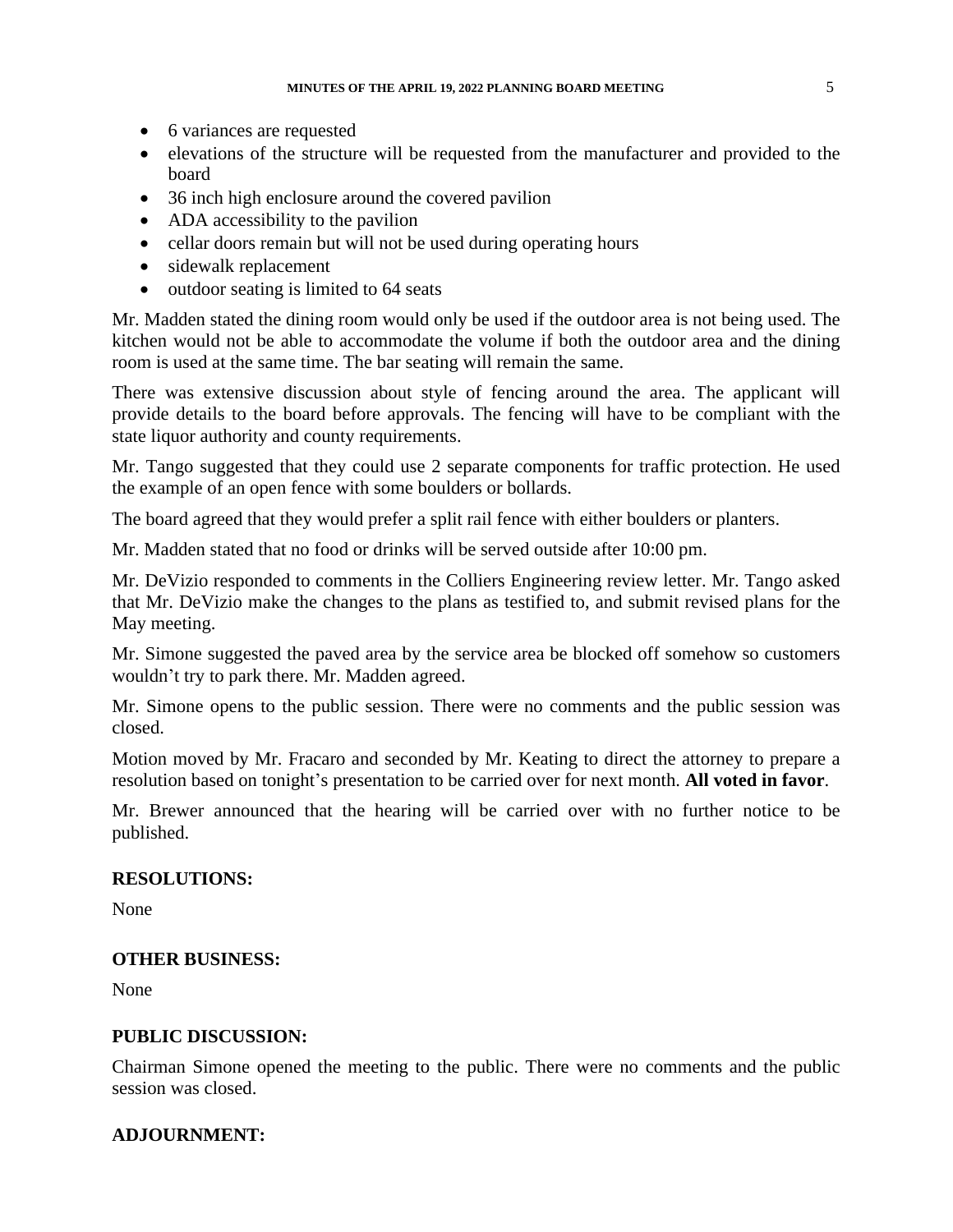- 6 variances are requested
- elevations of the structure will be requested from the manufacturer and provided to the board
- 36 inch high enclosure around the covered pavilion
- ADA accessibility to the pavilion
- cellar doors remain but will not be used during operating hours
- sidewalk replacement
- outdoor seating is limited to 64 seats

Mr. Madden stated the dining room would only be used if the outdoor area is not being used. The kitchen would not be able to accommodate the volume if both the outdoor area and the dining room is used at the same time. The bar seating will remain the same.

There was extensive discussion about style of fencing around the area. The applicant will provide details to the board before approvals. The fencing will have to be compliant with the state liquor authority and county requirements.

Mr. Tango suggested that they could use 2 separate components for traffic protection. He used the example of an open fence with some boulders or bollards.

The board agreed that they would prefer a split rail fence with either boulders or planters.

Mr. Madden stated that no food or drinks will be served outside after 10:00 pm.

Mr. DeVizio responded to comments in the Colliers Engineering review letter. Mr. Tango asked that Mr. DeVizio make the changes to the plans as testified to, and submit revised plans for the May meeting.

Mr. Simone suggested the paved area by the service area be blocked off somehow so customers wouldn't try to park there. Mr. Madden agreed.

Mr. Simone opens to the public session. There were no comments and the public session was closed.

Motion moved by Mr. Fracaro and seconded by Mr. Keating to direct the attorney to prepare a resolution based on tonight's presentation to be carried over for next month. **All voted in favor**.

Mr. Brewer announced that the hearing will be carried over with no further notice to be published.

**RESOLUTIONS:**

None

**OTHER BUSINESS:**

None

**PUBLIC DISCUSSION:**

Chairman Simone opened the meeting to the public. There were no comments and the public session was closed.

**ADJOURNMENT:**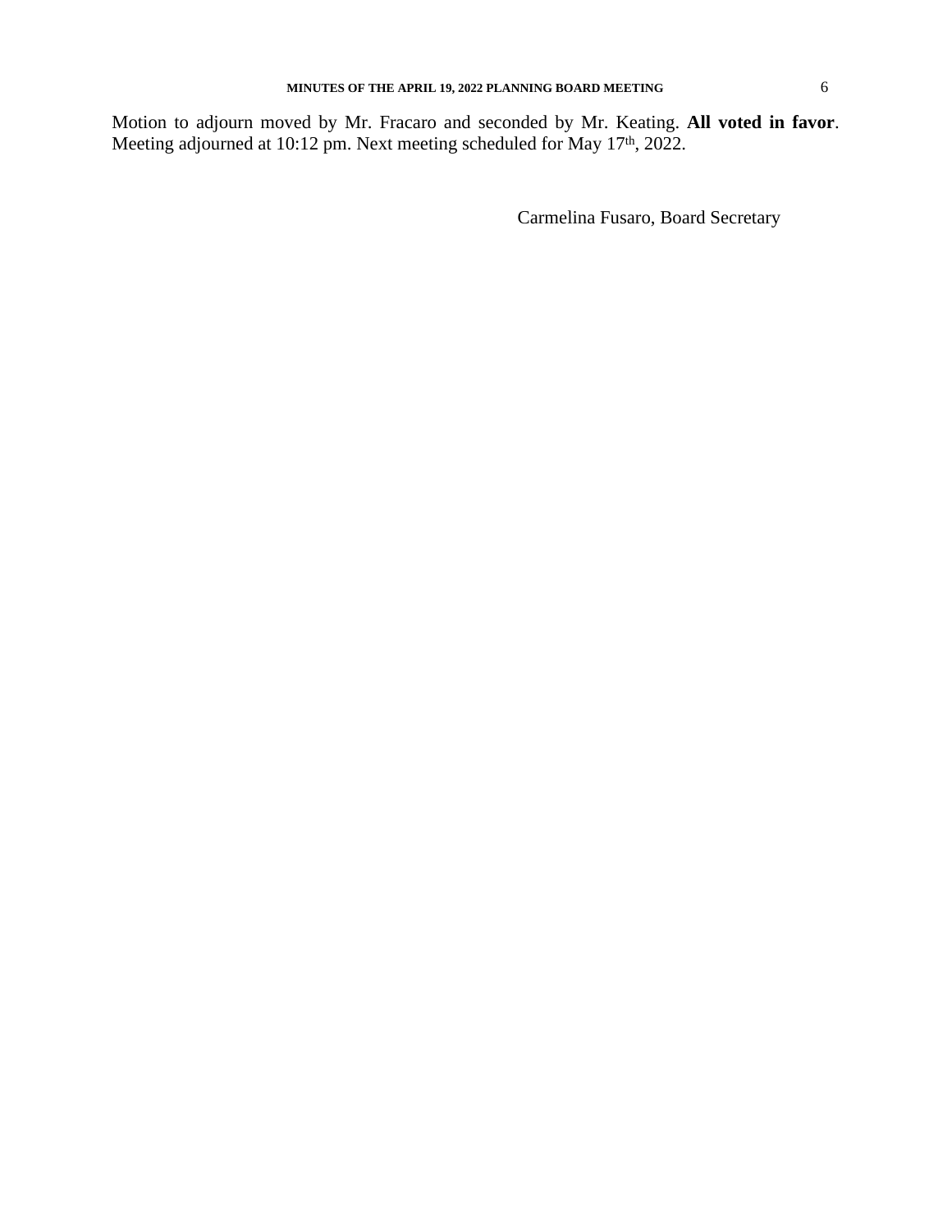Motion to adjourn moved by Mr. Fracaro and seconded by Mr. Keating. **All voted in favor**. Meeting adjourned at 10:12 pm. Next meeting scheduled for May 17th, 2022.

Carmelina Fusaro, Board Secretary